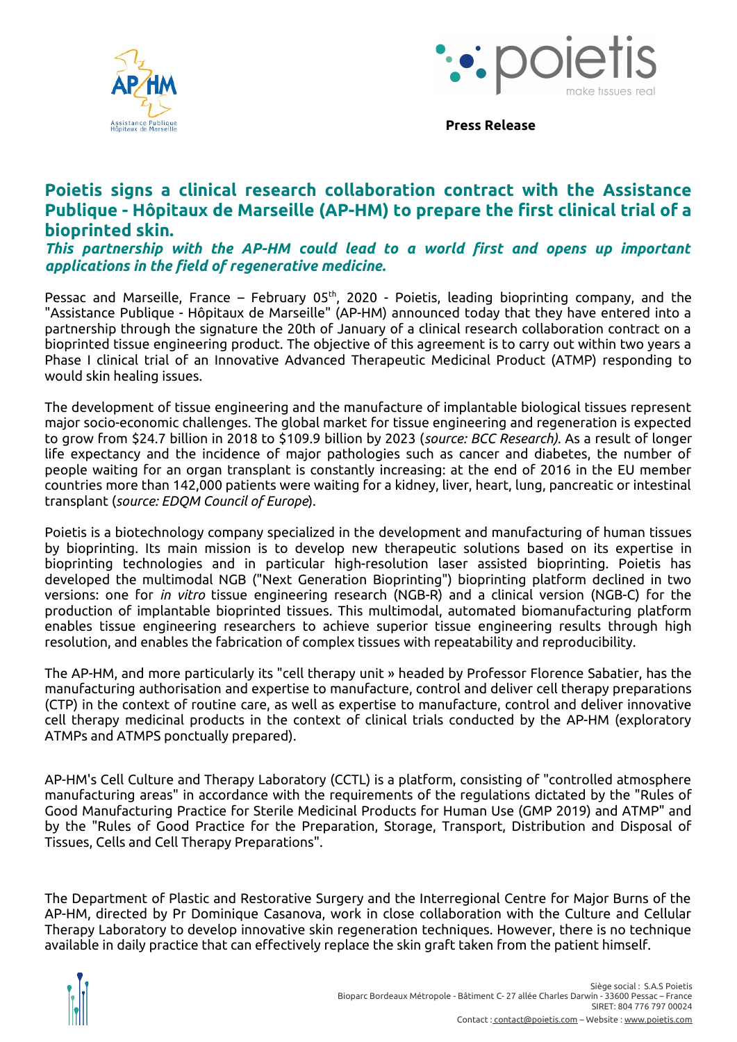**Press Release**

# Poietis signs a clinical research collaboration contract with the Assistance Publique - Hôpitaux de Marseille (AP-HM) to prepare the first clinical trial of a bioprinted skin.

***This partnership with the AP-HM could lead to a world first and opens up important applications in the field of regenerative medicine.***

Pessac and Marseille, France – February 05th, 2020 - Poietis, leading bioprinting company, and the "Assistance Publique - Hôpitaux de Marseille" (AP-HM) announced today that they have entered into a partnership through the signature the 20th of January of a clinical research collaboration contract on a bioprinted tissue engineering product. The objective of this agreement is to carry out within two years a Phase I clinical trial of an Innovative Advanced Therapeutic Medicinal Product (ATMP) responding to would skin healing issues.

The development of tissue engineering and the manufacture of implantable biological tissues represent major socio-economic challenges. The global market for tissue engineering and regeneration is expected to grow from $24.7 billion in 2018 to $109.9 billion by 2023 (*source: BCC Research).* As a result of longer life expectancy and the incidence of major pathologies such as cancer and diabetes, the number of people waiting for an organ transplant is constantly increasing: at the end of 2016 in the EU member countries more than 142,000 patients were waiting for a kidney, liver, heart, lung, pancreatic or intestinal transplant (*source: EDQM Council of Europe*).

Poietis is a biotechnology company specialized in the development and manufacturing of human tissues by bioprinting. Its main mission is to develop new therapeutic solutions based on its expertise in bioprinting technologies and in particular high-resolution laser assisted bioprinting. Poietis has developed the multimodal NGB ("Next Generation Bioprinting") bioprinting platform declined in two versions: one for *in vitro* tissue engineering research (NGB-R) and a clinical version (NGB-C) for the production of implantable bioprinted tissues. This multimodal, automated biomanufacturing platform enables tissue engineering researchers to achieve superior tissue engineering results through high resolution, and enables the fabrication of complex tissues with repeatability and reproducibility.

The AP-HM, and more particularly its "cell therapy unit » headed by Professor Florence Sabatier, has the manufacturing authorisation and expertise to manufacture, control and deliver cell therapy preparations (CTP) in the context of routine care, as well as expertise to manufacture, control and deliver innovative cell therapy medicinal products in the context of clinical trials conducted by the AP-HM (exploratory ATMPs and ATMPS ponctually prepared).

AP-HM's Cell Culture and Therapy Laboratory (CCTL) is a platform, consisting of "controlled atmosphere manufacturing areas" in accordance with the requirements of the regulations dictated by the "Rules of Good Manufacturing Practice for Sterile Medicinal Products for Human Use (GMP 2019) and ATMP" and by the "Rules of Good Practice for the Preparation, Storage, Transport, Distribution and Disposal of Tissues, Cells and Cell Therapy Preparations".

The Department of Plastic and Restorative Surgery and the Interregional Centre for Major Burns of the AP-HM, directed by Pr Dominique Casanova, work in close collaboration with the Culture and Cellular Therapy Laboratory to develop innovative skin regeneration techniques. However, there is no technique available in daily practice that can effectively replace the skin graft taken from the patient himself.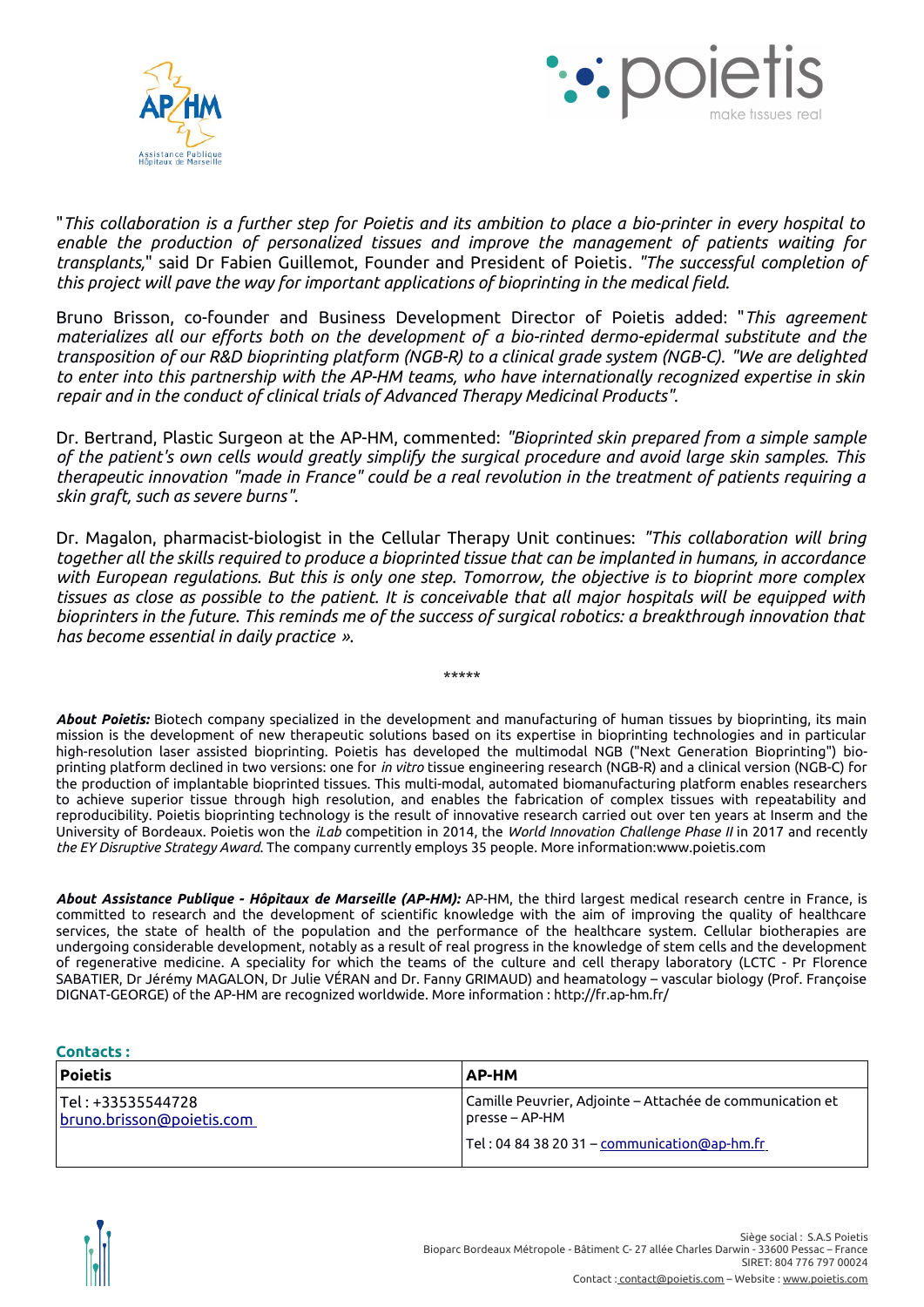"*This collaboration is a further step for Poietis and its ambition to place a bio-printer in every hospital to enable the production of personalized tissues and improve the management of patients waiting for transplants,*" said Dr Fabien Guillemot, Founder and President of Poietis. *"The successful completion of this project will pave the way for important applications of bioprinting in the medical field.*

Bruno Brisson, co-founder and Business Development Director of Poietis added: "*This agreement materializes all our efforts both on the development of a bio-rinted dermo-epidermal substitute and the transposition of our R&D bioprinting platform (NGB-R) to a clinical grade system (NGB-C). "We are delighted to enter into this partnership with the AP-HM teams, who have internationally recognized expertise in skin repair and in the conduct of clinical trials of Advanced Therapy Medicinal Products".*

Dr. Bertrand, Plastic Surgeon at the AP-HM, commented: *"Bioprinted skin prepared from a simple sample of the patient's own cells would greatly simplify the surgical procedure and avoid large skin samples. This therapeutic innovation "made in France" could be a real revolution in the treatment of patients requiring a skin graft, such as severe burns".*

Dr. Magalon, pharmacist-biologist in the Cellular Therapy Unit continues: *"This collaboration will bring together all the skills required to produce a bioprinted tissue that can be implanted in humans, in accordance with European regulations. But this is only one step. Tomorrow, the objective is to bioprint more complex tissues as close as possible to the patient. It is conceivable that all major hospitals will be equipped with bioprinters in the future. This reminds me of the success of surgical robotics: a breakthrough innovation that has become essential in daily practice ».*

*****

***About Poietis:*** Biotech company specialized in the development and manufacturing of human tissues by bioprinting, its main mission is the development of new therapeutic solutions based on its expertise in bioprinting technologies and in particular high-resolution laser assisted bioprinting. Poietis has developed the multimodal NGB ("Next Generation Bioprinting") bio-printing platform declined in two versions: one for *in vitro* tissue engineering research (NGB-R) and a clinical version (NGB-C) for the production of implantable bioprinted tissues. This multi-modal, automated biomanufacturing platform enables researchers to achieve superior tissue through high resolution, and enables the fabrication of complex tissues with repeatability and reproducibility. Poietis bioprinting technology is the result of innovative research carried out over ten years at Inserm and the University of Bordeaux. Poietis won the *iLab* competition in 2014, the *World Innovation Challenge Phase II* in 2017 and recently *the EY Disruptive Strategy Award*. The company currently employs 35 people. More information:www.poietis.com

***About Assistance Publique - Hôpitaux de Marseille (AP-HM):*** AP-HM, the third largest medical research centre in France, is committed to research and the development of scientific knowledge with the aim of improving the quality of healthcare services, the state of health of the population and the performance of the healthcare system. Cellular biotherapies are undergoing considerable development, notably as a result of real progress in the knowledge of stem cells and the development of regenerative medicine. A speciality for which the teams of the culture and cell therapy laboratory (LCTC - Pr Florence SABATIER, Dr Jérémy MAGALON, Dr Julie VÉRAN and Dr. Fanny GRIMAUD) and heamatology – vascular biology (Prof. Françoise DIGNAT-GEORGE) of the AP-HM are recognized worldwide. More information : http://fr.ap-hm.fr/

**Contacts :**

| Poietis | AP-HM |
|---|---|
| Tel : +33535544728<br>bruno.brisson@poietis.com | Camille Peuvrier, Adjointe – Attachée de communication et presse – AP-HM<br>Tel : 04 84 38 20 31 – communication@ap-hm.fr |

Siège social : S.A.S Poietis
Bioparc Bordeaux Métropole - Bâtiment C- 27 allée Charles Darwin - 33600 Pessac – France
SIRET: 804 776 797 00024
Contact : contact@poietis.com – Website : www.poietis.com